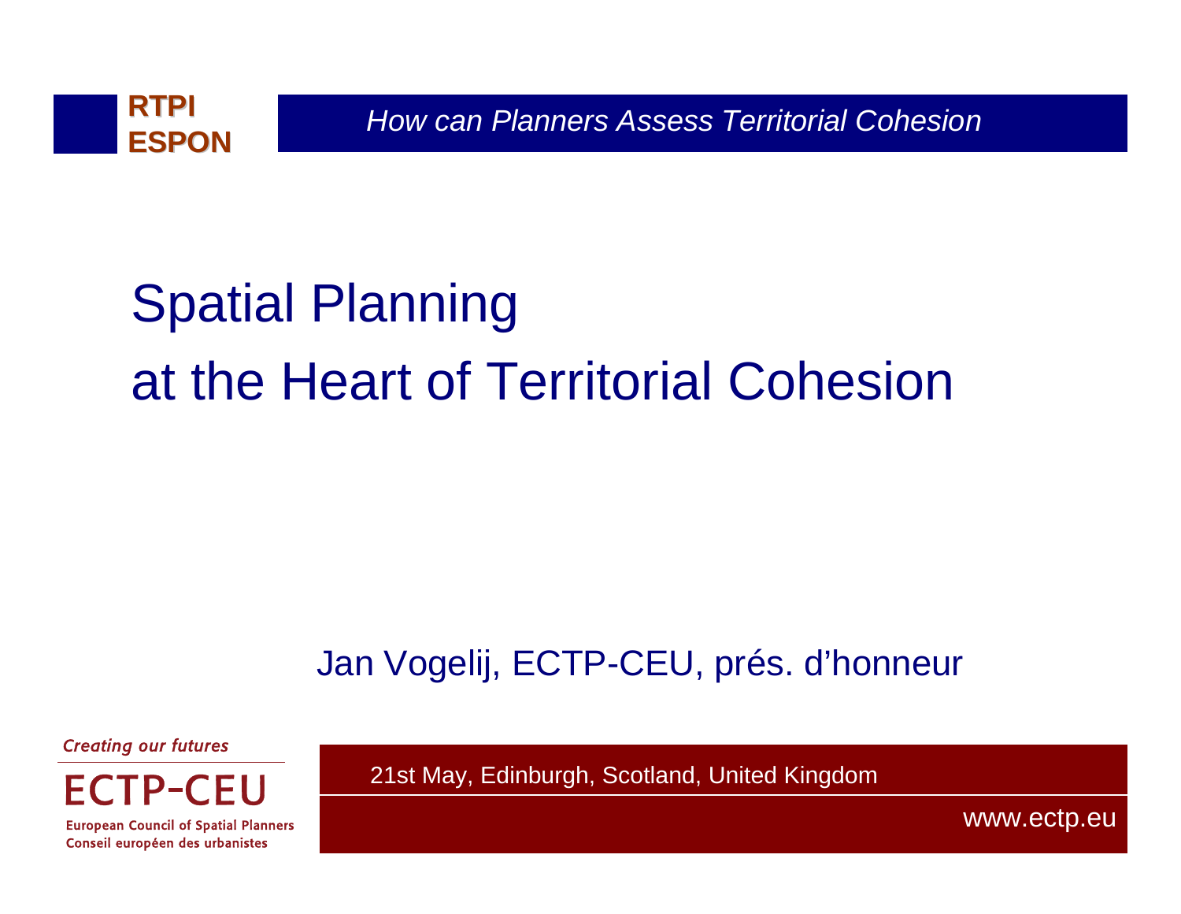**RTPI**
**ESPON**

*How can Planners Assess Territorial Cohesion*

# Spatial Planning at the Heart of Territorial Cohesion

Jan Vogelij, ECTP-CEU, prés. d'honneur

*Creating our futures*

ECTP-CEU

European Council of Spatial Planners
Conseil européen des urbanistes

21st May, Edinburgh, Scotland, United Kingdom

www.ectp.eu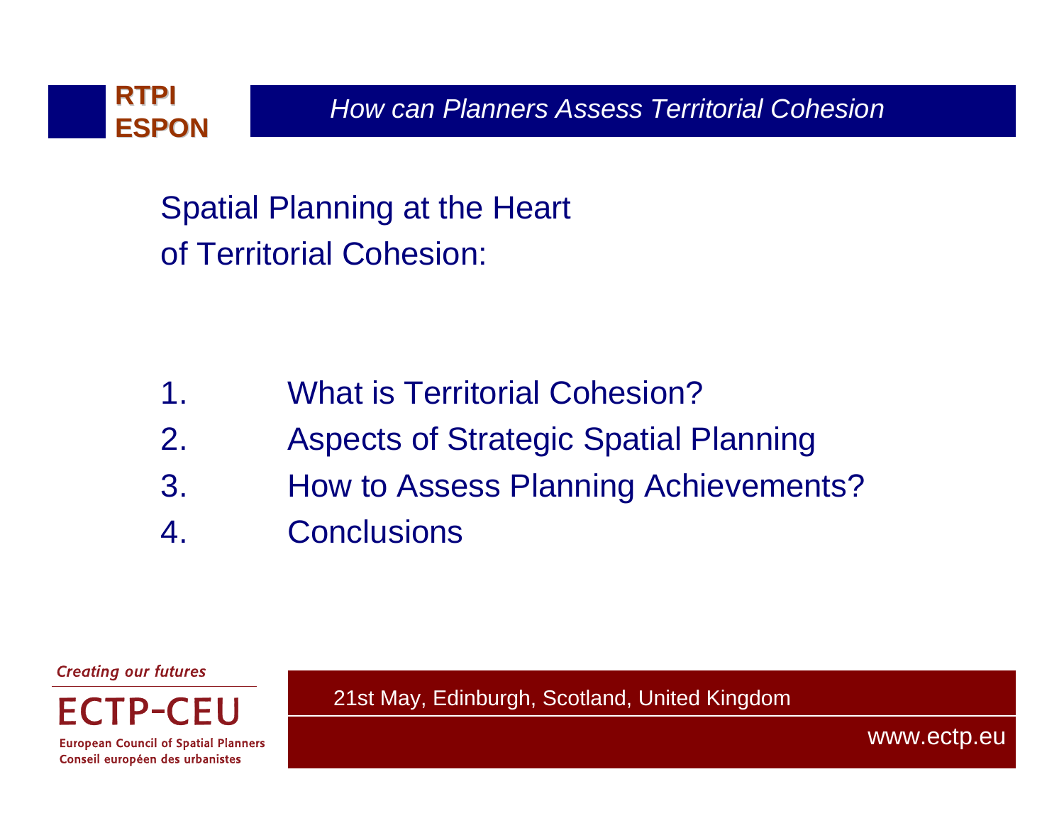## Spatial Planning at the Heart of Territorial Cohesion:

1. What is Territorial Cohesion?
2. Aspects of Strategic Spatial Planning
3. How to Assess Planning Achievements?
4. Conclusions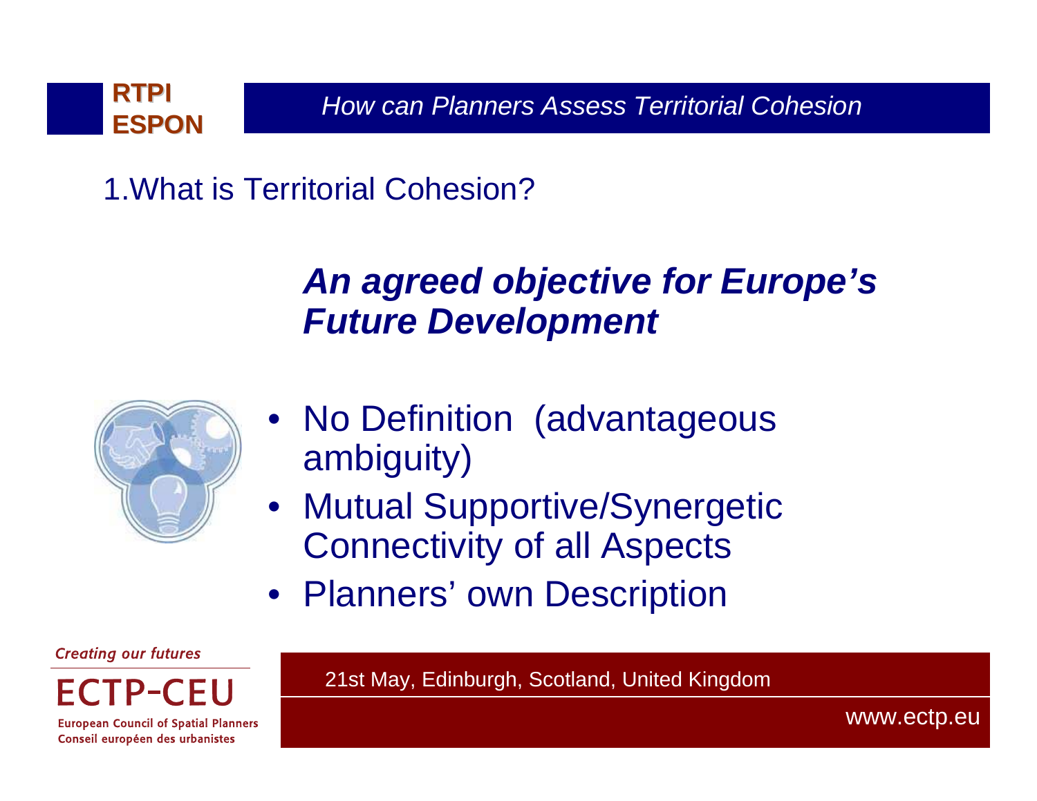## 1.What is Territorial Cohesion?

### *An agreed objective for Europe's Future Development*

- No Definition (advantageous ambiguity)
- Mutual Supportive/Synergetic Connectivity of all Aspects
- Planners' own Description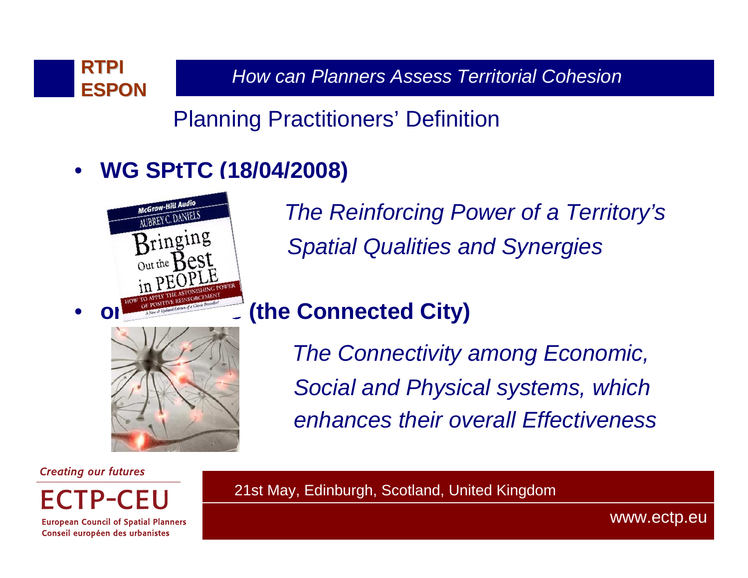## Planning Practitioners' Definition

- **WG SPtTC (18/04/2008)**

  *The Reinforcing Power of a Territory's Spatial Qualities and Synergies*

- **or ... (the Connected City)**

  *The Connectivity among Economic, Social and Physical systems, which enhances their overall Effectiveness*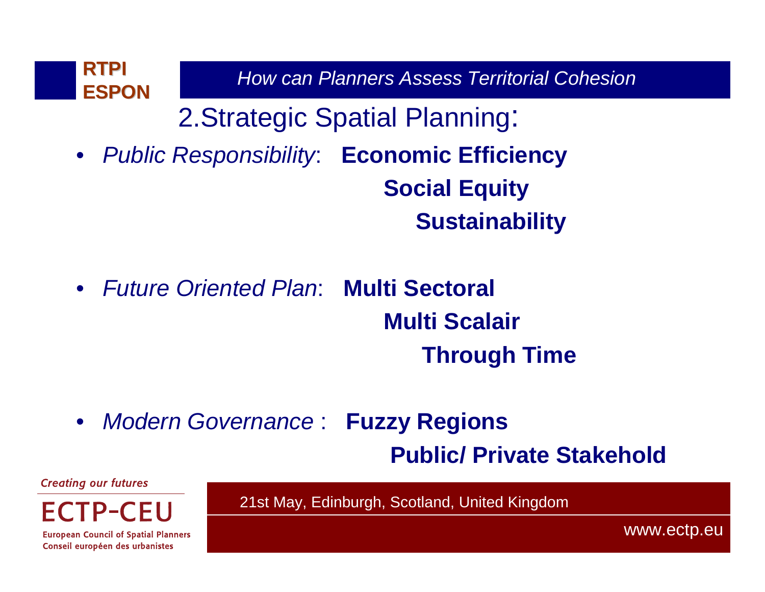## 2.Strategic Spatial Planning:

- *Public Responsibility*: **Economic Efficiency**
  **Social Equity**
  **Sustainability**

- *Future Oriented Plan*: **Multi Sectoral**
  **Multi Scalair**
  **Through Time**

- *Modern Governance* : **Fuzzy Regions**
  **Public/ Private Stakehold**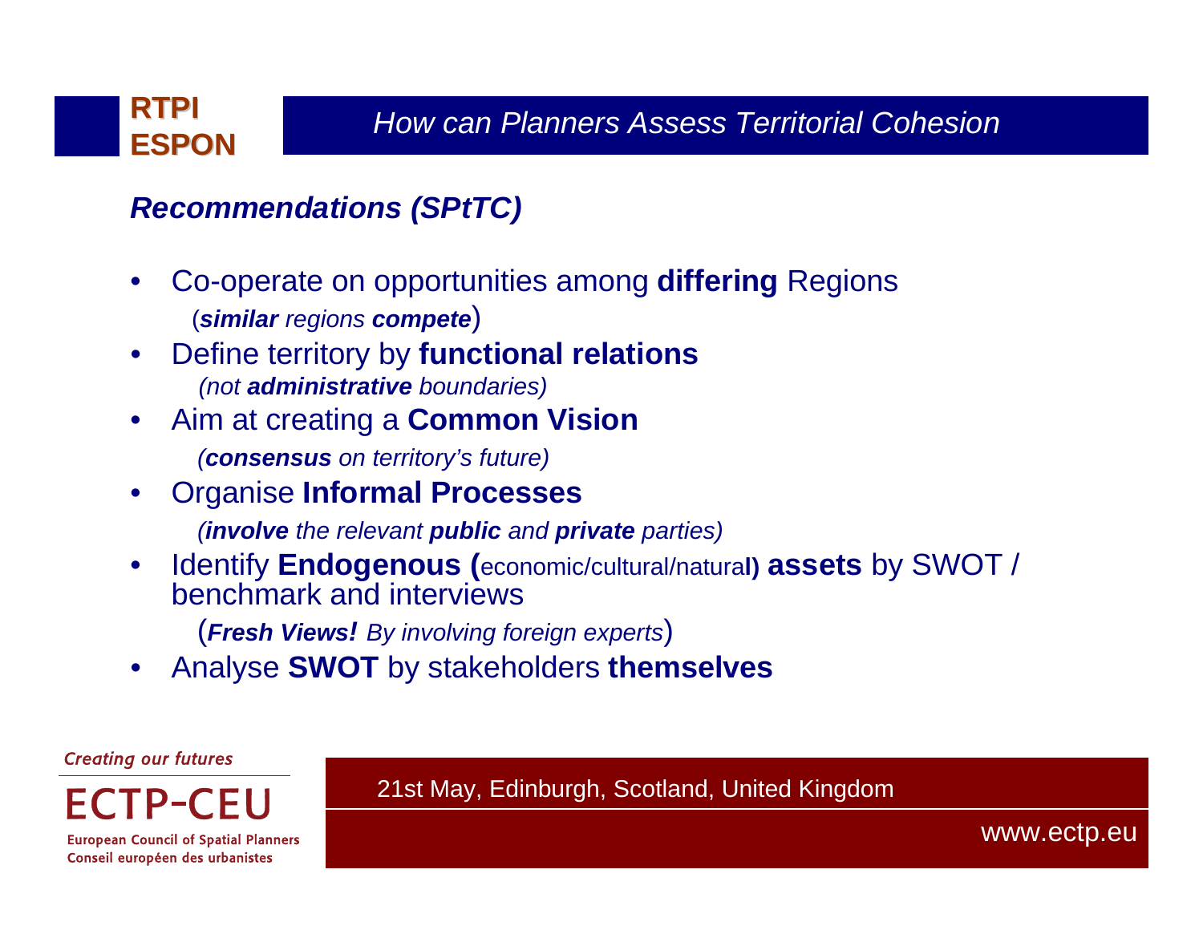## Recommendations (SPtTC)

- Co-operate on opportunities among **differing** Regions
  (***similar*** *regions* ***compete***)
- Define territory by **functional relations**
  *(not* ***administrative*** *boundaries)*
- Aim at creating a **Common Vision**
  *(****consensus*** *on territory's future)*
- Organise **Informal Processes**
  *(****involve*** *the relevant* ***public*** *and* ***private*** *parties)*
- Identify **Endogenous (**economic/cultural/natural**) assets** by SWOT / benchmark and interviews
  (***Fresh Views!*** *By involving foreign experts*)
- Analyse **SWOT** by stakeholders **themselves**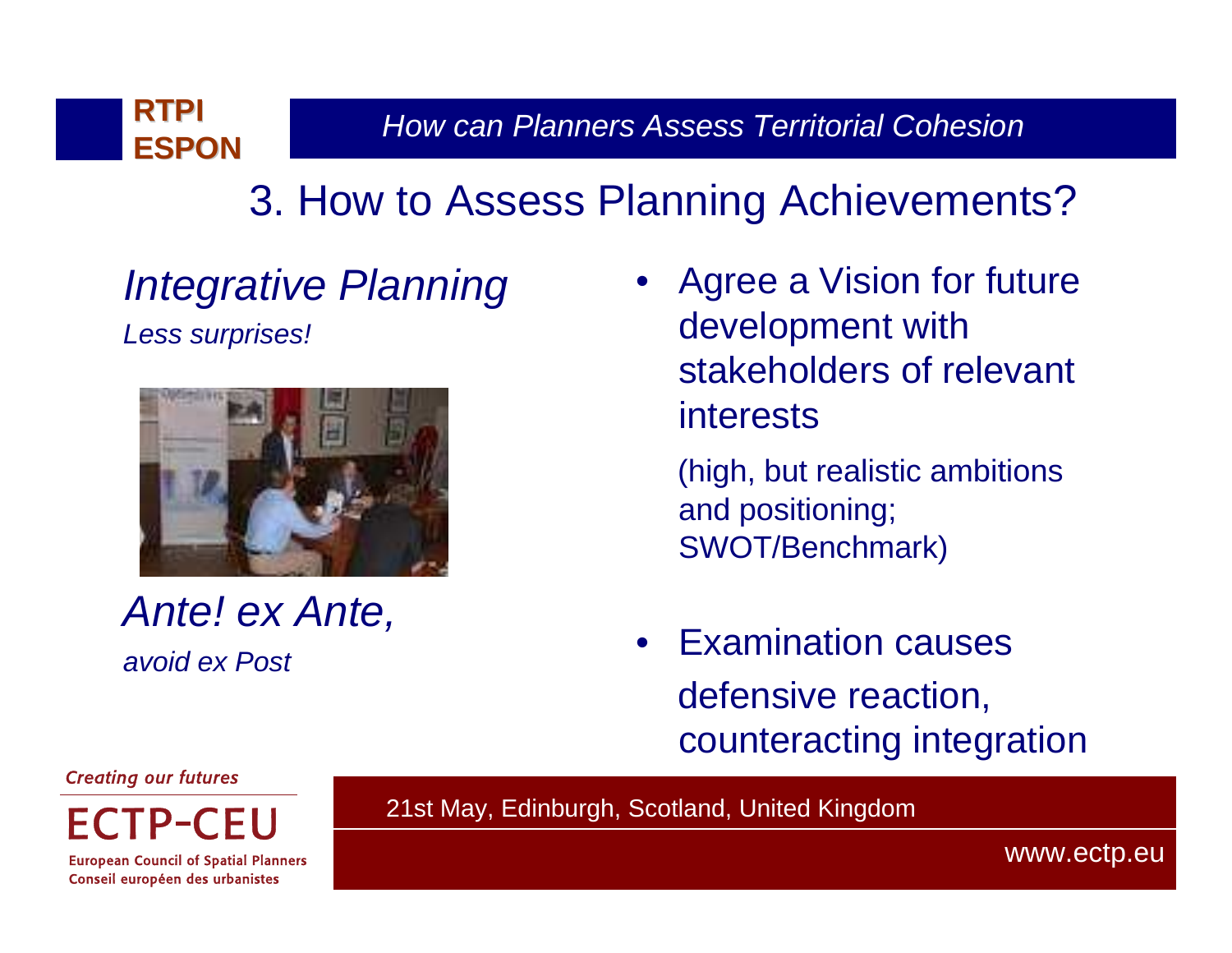## 3. How to Assess Planning Achievements?

*Integrative Planning*

*Less surprises!*

*Ante! ex Ante,*

*avoid ex Post*

- Agree a Vision for future development with stakeholders of relevant interests

  (high, but realistic ambitions and positioning; SWOT/Benchmark)

- Examination causes defensive reaction, counteracting integration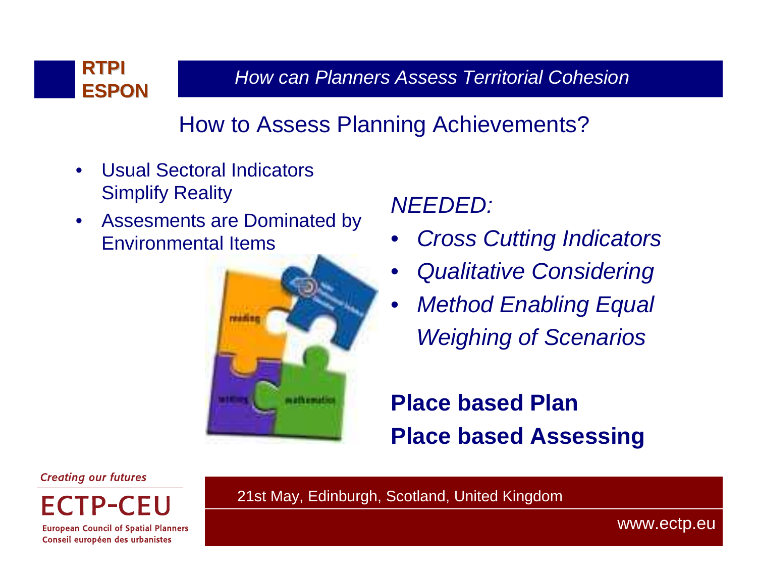## How to Assess Planning Achievements?

- Usual Sectoral Indicators Simplify Reality
- Assesments are Dominated by Environmental Items

*NEEDED:*

- *Cross Cutting Indicators*
- *Qualitative Considering*
- *Method Enabling Equal Weighing of Scenarios*

**Place based Plan**

**Place based Assessing**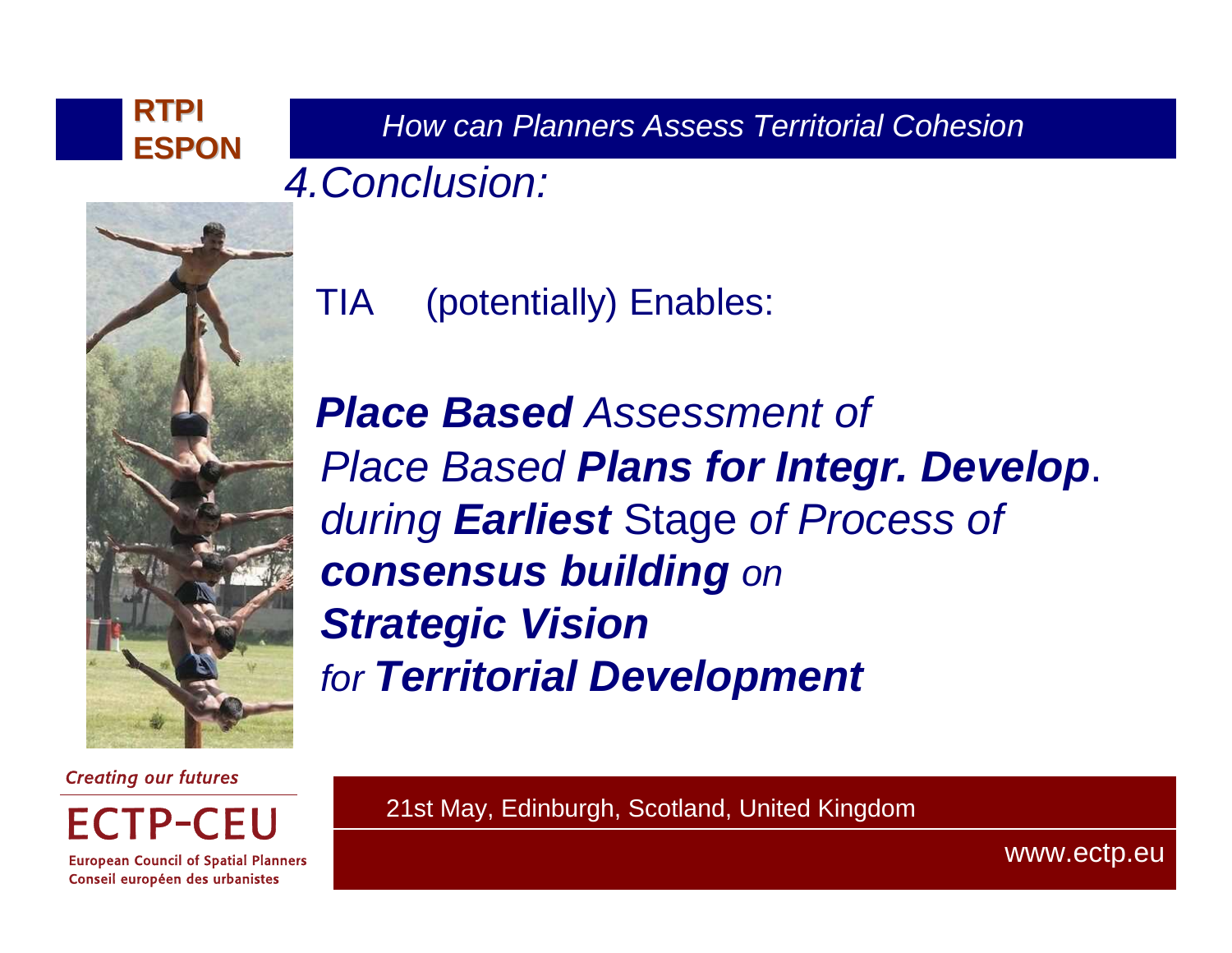## 4. Conclusion:

TIA (potentially) Enables:

***Place Based*** *Assessment of*
*Place Based* ***Plans for Integr. Develop***.
*during* ***Earliest*** Stage *of Process of*
***consensus building*** *on*
***Strategic Vision***
*for* ***Territorial Development***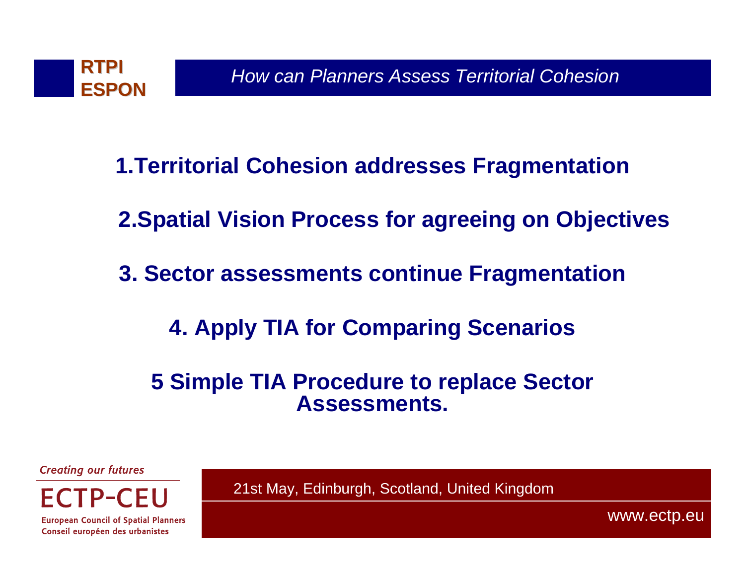1. Territorial Cohesion addresses Fragmentation

2. Spatial Vision Process for agreeing on Objectives

3. Sector assessments continue Fragmentation

4. Apply TIA for Comparing Scenarios

5 Simple TIA Procedure to replace Sector Assessments.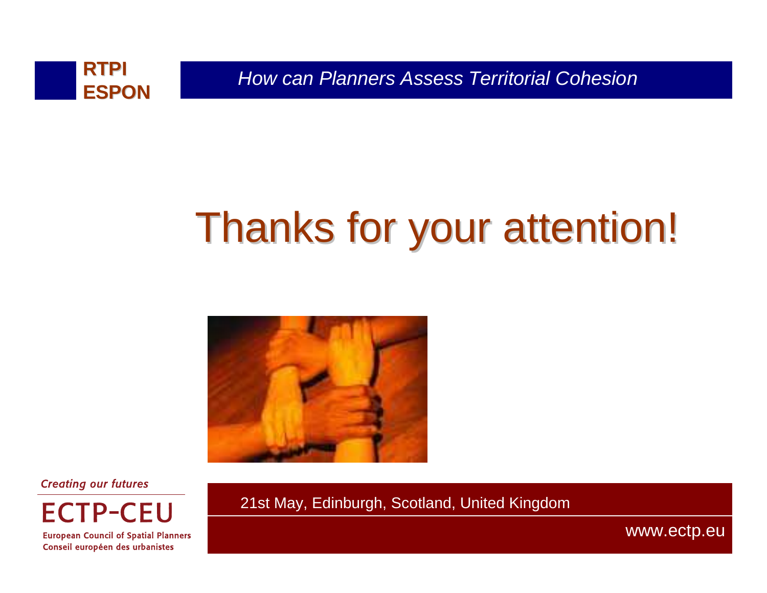# Thanks for your attention!

*Creating our futures*

ECTP-CEU

European Council of Spatial Planners
Conseil européen des urbanistes

21st May, Edinburgh, Scotland, United Kingdom

www.ectp.eu